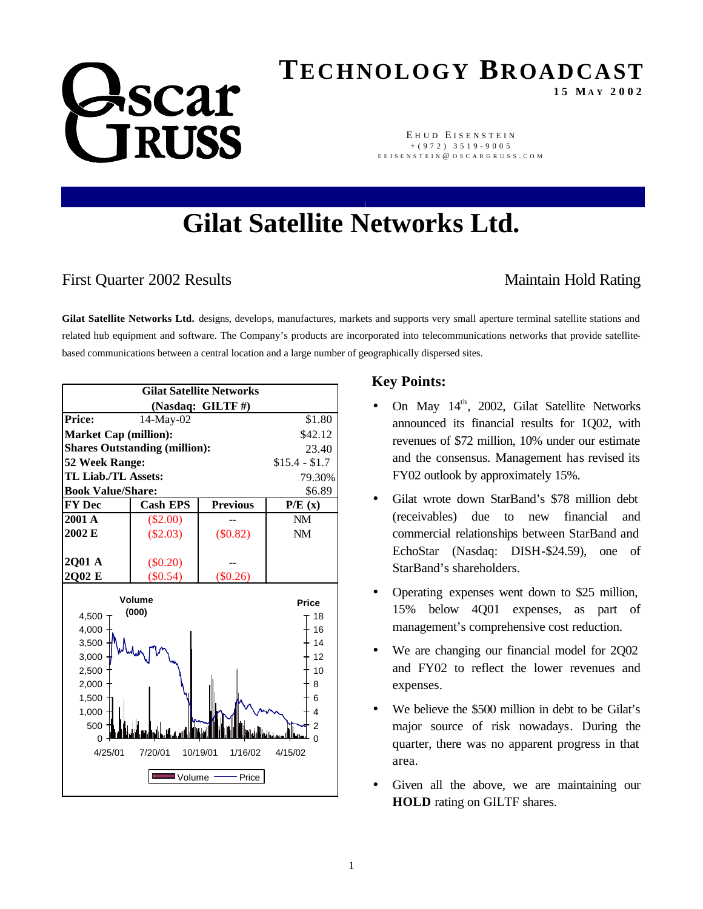# TECHNOLOGY BROADCAST

**15 MAY 2002**

Oscar Gruss

EHUD EISENSTEIN
+(972) 3519-9005
EEISENSTEIN@OSCARGRUSS.COM

# Gilat Satellite Networks Ltd.

First Quarter 2002 Results — Maintain Hold Rating

**Gilat Satellite Networks Ltd.** designs, develops, manufactures, markets and supports very small aperture terminal satellite stations and related hub equipment and software. The Company's products are incorporated into telecommunications networks that provide satellite-based communications between a central location and a large number of geographically dispersed sites.

| **Gilat Satellite Networks (Nasdaq: GILTF #)** | | | |
|---|---|---|---|
| **Price:** | 14-May-02 | | $1.80 |
| **Market Cap (million):** | | | $42.12 |
| **Shares Outstanding (million):** | | | 23.40 |
| **52 Week Range:** | | | $15.4 - $1.7 |
| **TL Liab./TL Assets:** | | | 79.30% |
| **Book Value/Share:** | | | $6.89 |
| **FY Dec** | **Cash EPS** | **Previous** | **P/E (x)** |
| **2001 A** | ($2.00) | -- | NM |
| **2002 E** | ($2.03) | ($0.82) | NM |
| | | | |
| **2Q01 A** | ($0.20) | -- | |
| **2Q02 E** | ($0.54) | ($0.26) | |

## Key Points:

- On May 14th, 2002, Gilat Satellite Networks announced its financial results for 1Q02, with revenues of $72 million, 10% under our estimate and the consensus. Management has revised its FY02 outlook by approximately 15%.
- Gilat wrote down StarBand's $78 million debt (receivables) due to new financial and commercial relationships between StarBand and EchoStar (Nasdaq: DISH-$24.59), one of StarBand's shareholders.
- Operating expenses went down to $25 million, 15% below 4Q01 expenses, as part of management's comprehensive cost reduction.
- We are changing our financial model for 2Q02 and FY02 to reflect the lower revenues and expenses.
- We believe the $500 million in debt to be Gilat's major source of risk nowadays. During the quarter, there was no apparent progress in that area.
- Given all the above, we are maintaining our **HOLD** rating on GILTF shares.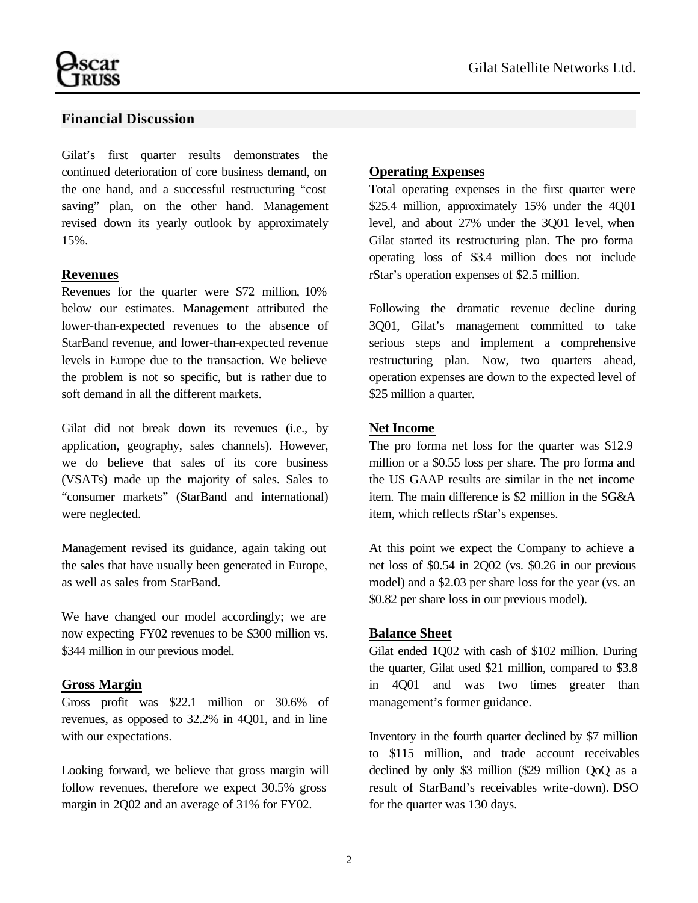## Financial Discussion

Gilat's first quarter results demonstrates the continued deterioration of core business demand, on the one hand, and a successful restructuring "cost saving" plan, on the other hand. Management revised down its yearly outlook by approximately 15%.

### Revenues

Revenues for the quarter were $72 million, 10% below our estimates. Management attributed the lower-than-expected revenues to the absence of StarBand revenue, and lower-than-expected revenue levels in Europe due to the transaction. We believe the problem is not so specific, but is rather due to soft demand in all the different markets.

Gilat did not break down its revenues (i.e., by application, geography, sales channels). However, we do believe that sales of its core business (VSATs) made up the majority of sales. Sales to "consumer markets" (StarBand and international) were neglected.

Management revised its guidance, again taking out the sales that have usually been generated in Europe, as well as sales from StarBand.

We have changed our model accordingly; we are now expecting FY02 revenues to be $300 million vs. $344 million in our previous model.

### Gross Margin

Gross profit was $22.1 million or 30.6% of revenues, as opposed to 32.2% in 4Q01, and in line with our expectations.

Looking forward, we believe that gross margin will follow revenues, therefore we expect 30.5% gross margin in 2Q02 and an average of 31% for FY02.

### Operating Expenses

Total operating expenses in the first quarter were $25.4 million, approximately 15% under the 4Q01 level, and about 27% under the 3Q01 level, when Gilat started its restructuring plan. The pro forma operating loss of $3.4 million does not include rStar's operation expenses of $2.5 million.

Following the dramatic revenue decline during 3Q01, Gilat's management committed to take serious steps and implement a comprehensive restructuring plan. Now, two quarters ahead, operation expenses are down to the expected level of $25 million a quarter.

### Net Income

The pro forma net loss for the quarter was $12.9 million or a $0.55 loss per share. The pro forma and the US GAAP results are similar in the net income item. The main difference is $2 million in the SG&A item, which reflects rStar's expenses.

At this point we expect the Company to achieve a net loss of $0.54 in 2Q02 (vs. $0.26 in our previous model) and a $2.03 per share loss for the year (vs. an $0.82 per share loss in our previous model).

### Balance Sheet

Gilat ended 1Q02 with cash of $102 million. During the quarter, Gilat used $21 million, compared to $3.8 in 4Q01 and was two times greater than management's former guidance.

Inventory in the fourth quarter declined by $7 million to $115 million, and trade account receivables declined by only $3 million ($29 million QoQ as a result of StarBand's receivables write-down). DSO for the quarter was 130 days.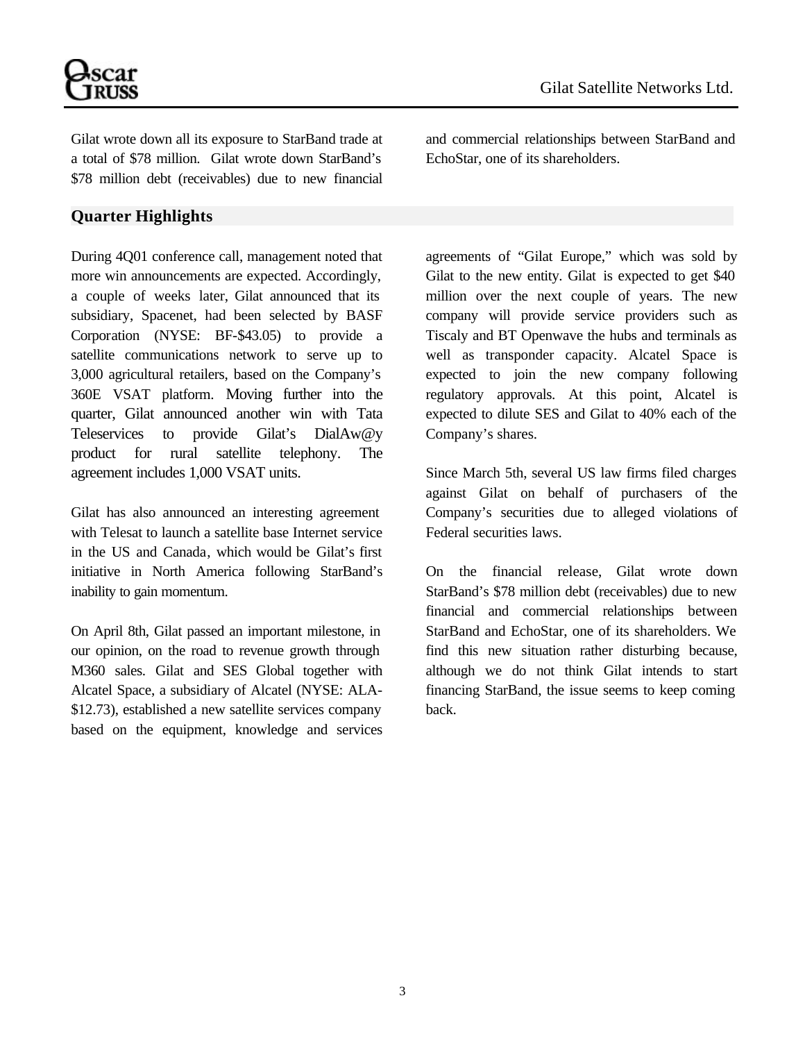Gilat wrote down all its exposure to StarBand trade at a total of $78 million. Gilat wrote down StarBand's $78 million debt (receivables) due to new financial and commercial relationships between StarBand and EchoStar, one of its shareholders.

## Quarter Highlights

During 4Q01 conference call, management noted that more win announcements are expected. Accordingly, a couple of weeks later, Gilat announced that its subsidiary, Spacenet, had been selected by BASF Corporation (NYSE: BF-$43.05) to provide a satellite communications network to serve up to 3,000 agricultural retailers, based on the Company's 360E VSAT platform. Moving further into the quarter, Gilat announced another win with Tata Teleservices to provide Gilat's DialAw@y product for rural satellite telephony. The agreement includes 1,000 VSAT units.

Gilat has also announced an interesting agreement with Telesat to launch a satellite base Internet service in the US and Canada, which would be Gilat's first initiative in North America following StarBand's inability to gain momentum.

On April 8th, Gilat passed an important milestone, in our opinion, on the road to revenue growth through M360 sales. Gilat and SES Global together with Alcatel Space, a subsidiary of Alcatel (NYSE: ALA-$12.73), established a new satellite services company based on the equipment, knowledge and services agreements of "Gilat Europe," which was sold by Gilat to the new entity. Gilat is expected to get $40 million over the next couple of years. The new company will provide service providers such as Tiscaly and BT Openwave the hubs and terminals as well as transponder capacity. Alcatel Space is expected to join the new company following regulatory approvals. At this point, Alcatel is expected to dilute SES and Gilat to 40% each of the Company's shares.

Since March 5th, several US law firms filed charges against Gilat on behalf of purchasers of the Company's securities due to alleged violations of Federal securities laws.

On the financial release, Gilat wrote down StarBand's $78 million debt (receivables) due to new financial and commercial relationships between StarBand and EchoStar, one of its shareholders. We find this new situation rather disturbing because, although we do not think Gilat intends to start financing StarBand, the issue seems to keep coming back.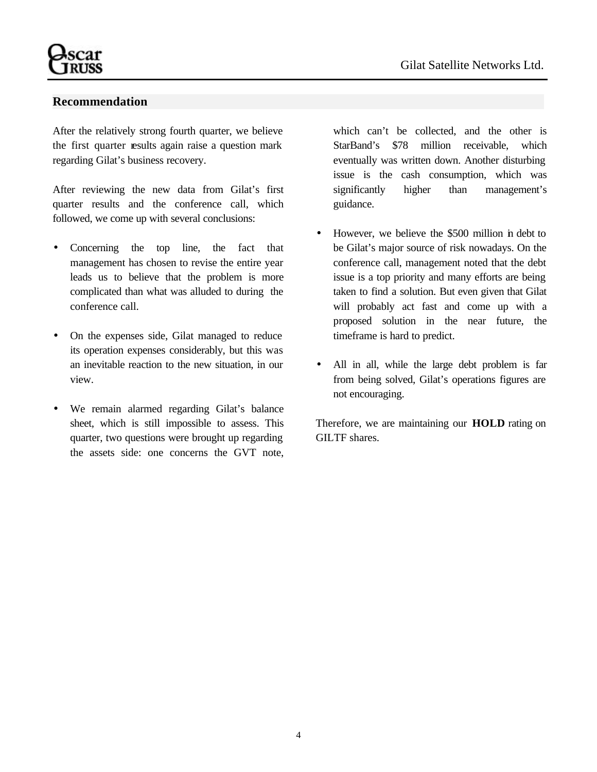## Recommendation

After the relatively strong fourth quarter, we believe the first quarter results again raise a question mark regarding Gilat's business recovery.

After reviewing the new data from Gilat's first quarter results and the conference call, which followed, we come up with several conclusions:

- Concerning the top line, the fact that management has chosen to revise the entire year leads us to believe that the problem is more complicated than what was alluded to during the conference call.
- On the expenses side, Gilat managed to reduce its operation expenses considerably, but this was an inevitable reaction to the new situation, in our view.
- We remain alarmed regarding Gilat's balance sheet, which is still impossible to assess. This quarter, two questions were brought up regarding the assets side: one concerns the GVT note, which can't be collected, and the other is StarBand's $78 million receivable, which eventually was written down. Another disturbing issue is the cash consumption, which was significantly higher than management's guidance.
- However, we believe the $500 million in debt to be Gilat's major source of risk nowadays. On the conference call, management noted that the debt issue is a top priority and many efforts are being taken to find a solution. But even given that Gilat will probably act fast and come up with a proposed solution in the near future, the timeframe is hard to predict.
- All in all, while the large debt problem is far from being solved, Gilat's operations figures are not encouraging.

Therefore, we are maintaining our **HOLD** rating on GILTF shares.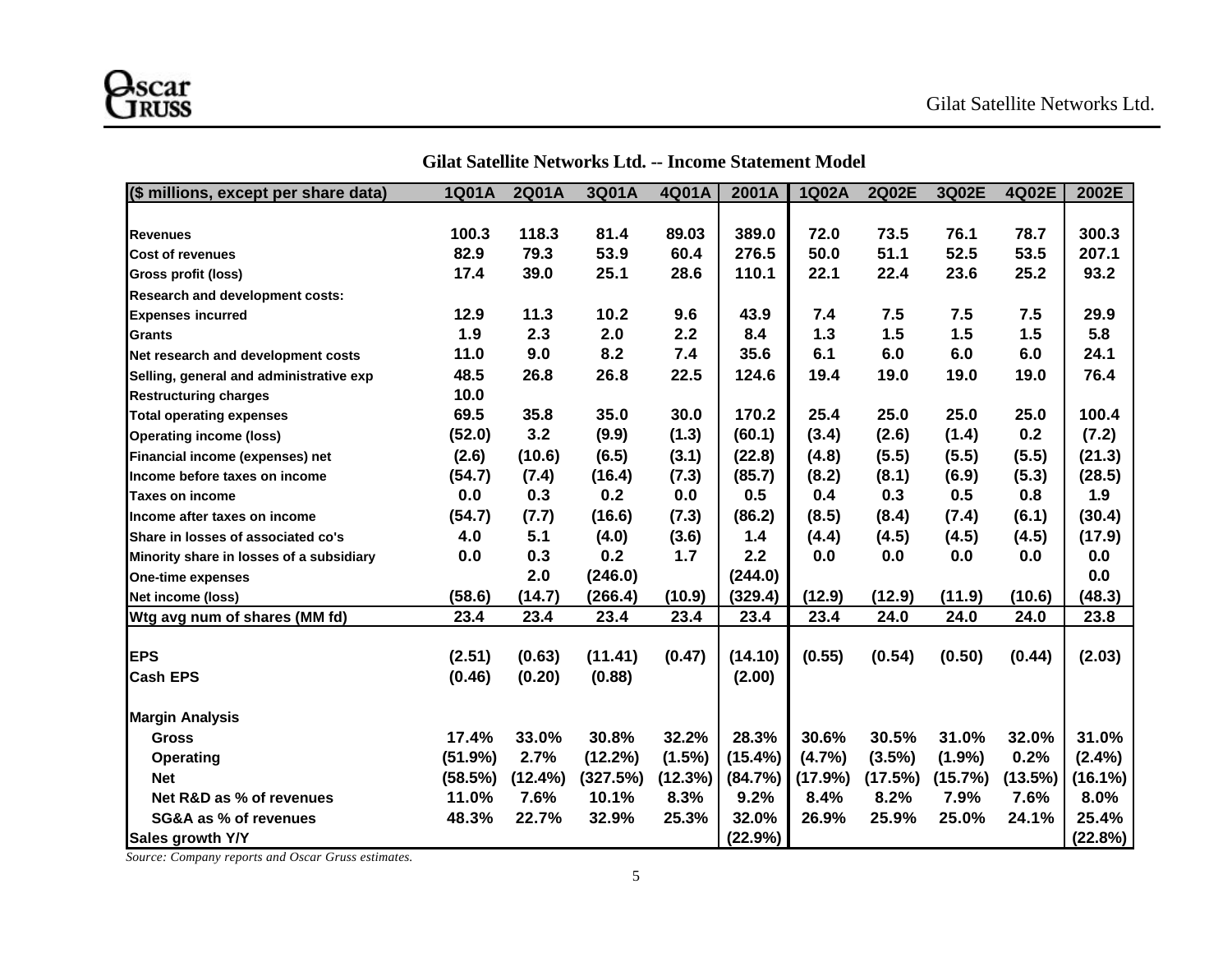## Gilat Satellite Networks Ltd. -- Income Statement Model

| ($ millions, except per share data) | 1Q01A | 2Q01A | 3Q01A | 4Q01A | 2001A | 1Q02A | 2Q02E | 3Q02E | 4Q02E | 2002E |
|---|---|---|---|---|---|---|---|---|---|---|
| Revenues | 100.3 | 118.3 | 81.4 | 89.03 | 389.0 | 72.0 | 73.5 | 76.1 | 78.7 | 300.3 |
| Cost of revenues | 82.9 | 79.3 | 53.9 | 60.4 | 276.5 | 50.0 | 51.1 | 52.5 | 53.5 | 207.1 |
| Gross profit (loss) | 17.4 | 39.0 | 25.1 | 28.6 | 110.1 | 22.1 | 22.4 | 23.6 | 25.2 | 93.2 |
| Research and development costs: | | | | | | | | | | |
| Expenses incurred | 12.9 | 11.3 | 10.2 | 9.6 | 43.9 | 7.4 | 7.5 | 7.5 | 7.5 | 29.9 |
| Grants | 1.9 | 2.3 | 2.0 | 2.2 | 8.4 | 1.3 | 1.5 | 1.5 | 1.5 | 5.8 |
| Net research and development costs | 11.0 | 9.0 | 8.2 | 7.4 | 35.6 | 6.1 | 6.0 | 6.0 | 6.0 | 24.1 |
| Selling, general and administrative exp | 48.5 | 26.8 | 26.8 | 22.5 | 124.6 | 19.4 | 19.0 | 19.0 | 19.0 | 76.4 |
| Restructuring charges | 10.0 | | | | | | | | | |
| Total operating expenses | 69.5 | 35.8 | 35.0 | 30.0 | 170.2 | 25.4 | 25.0 | 25.0 | 25.0 | 100.4 |
| Operating income (loss) | (52.0) | 3.2 | (9.9) | (1.3) | (60.1) | (3.4) | (2.6) | (1.4) | 0.2 | (7.2) |
| Financial income (expenses) net | (2.6) | (10.6) | (6.5) | (3.1) | (22.8) | (4.8) | (5.5) | (5.5) | (5.5) | (21.3) |
| Income before taxes on income | (54.7) | (7.4) | (16.4) | (7.3) | (85.7) | (8.2) | (8.1) | (6.9) | (5.3) | (28.5) |
| Taxes on income | 0.0 | 0.3 | 0.2 | 0.0 | 0.5 | 0.4 | 0.3 | 0.5 | 0.8 | 1.9 |
| Income after taxes on income | (54.7) | (7.7) | (16.6) | (7.3) | (86.2) | (8.5) | (8.4) | (7.4) | (6.1) | (30.4) |
| Share in losses of associated co's | 4.0 | 5.1 | (4.0) | (3.6) | 1.4 | (4.4) | (4.5) | (4.5) | (4.5) | (17.9) |
| Minority share in losses of a subsidiary | 0.0 | 0.3 | 0.2 | 1.7 | 2.2 | 0.0 | 0.0 | 0.0 | 0.0 | 0.0 |
| One-time expenses | | 2.0 | (246.0) | | (244.0) | | | | | 0.0 |
| Net income (loss) | (58.6) | (14.7) | (266.4) | (10.9) | (329.4) | (12.9) | (12.9) | (11.9) | (10.6) | (48.3) |
| Wtg avg num of shares (MM fd) | 23.4 | 23.4 | 23.4 | 23.4 | 23.4 | 23.4 | 24.0 | 24.0 | 24.0 | 23.8 |
| EPS | (2.51) | (0.63) | (11.41) | (0.47) | (14.10) | (0.55) | (0.54) | (0.50) | (0.44) | (2.03) |
| Cash EPS | (0.46) | (0.20) | (0.88) | | (2.00) | | | | | |
| **Margin Analysis** | | | | | | | | | | |
| Gross | 17.4% | 33.0% | 30.8% | 32.2% | 28.3% | 30.6% | 30.5% | 31.0% | 32.0% | 31.0% |
| Operating | (51.9%) | 2.7% | (12.2%) | (1.5%) | (15.4%) | (4.7%) | (3.5%) | (1.9%) | 0.2% | (2.4%) |
| Net | (58.5%) | (12.4%) | (327.5%) | (12.3%) | (84.7%) | (17.9%) | (17.5%) | (15.7%) | (13.5%) | (16.1%) |
| Net R&D as % of revenues | 11.0% | 7.6% | 10.1% | 8.3% | 9.2% | 8.4% | 8.2% | 7.9% | 7.6% | 8.0% |
| SG&A as % of revenues | 48.3% | 22.7% | 32.9% | 25.3% | 32.0% | 26.9% | 25.9% | 25.0% | 24.1% | 25.4% |
| Sales growth Y/Y | | | | | (22.9%) | | | | | (22.8%) |

*Source: Company reports and Oscar Gruss estimates.*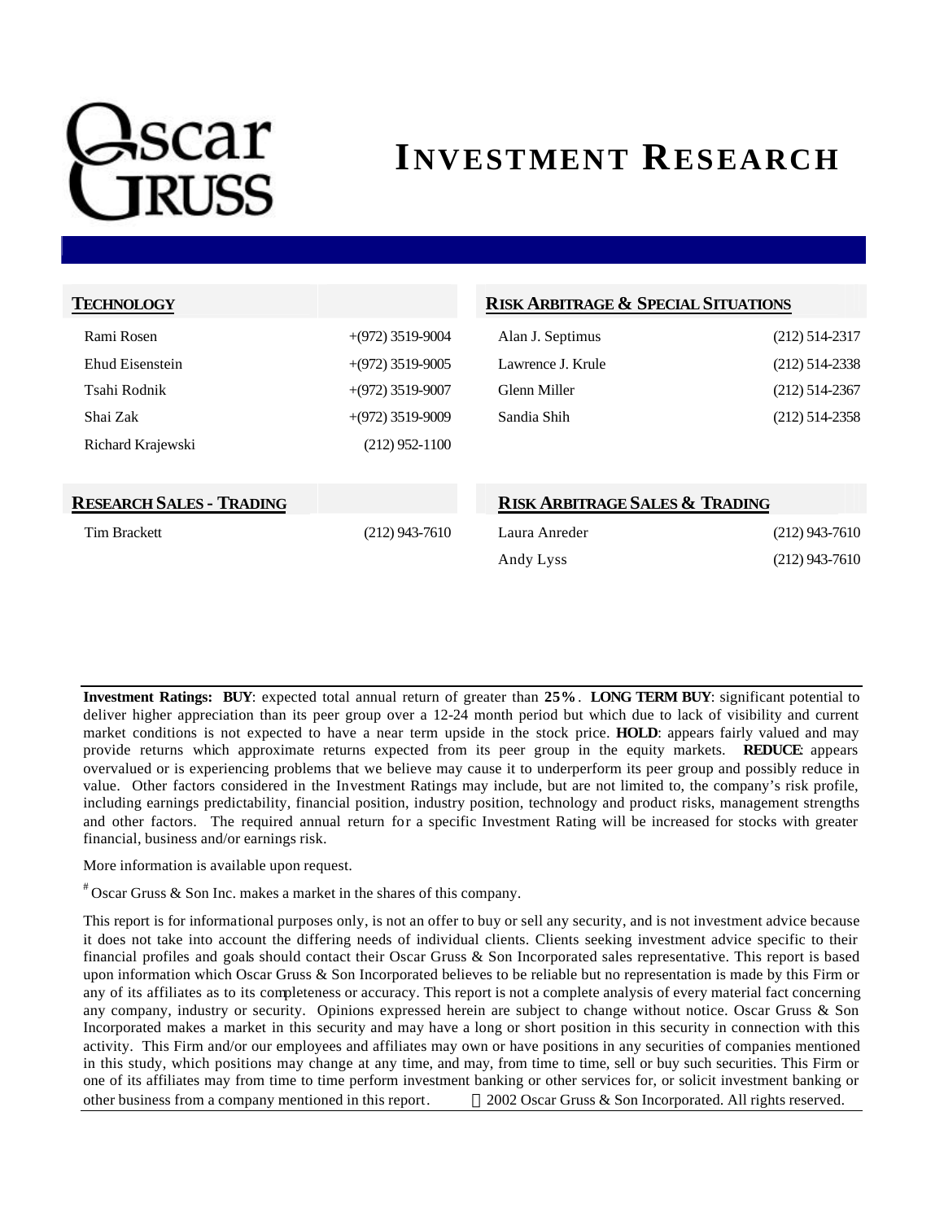# Oscar Gruss

# INVESTMENT RESEARCH

| **TECHNOLOGY** | |
|---|---|
| Rami Rosen | +(972) 3519-9004 |
| Ehud Eisenstein | +(972) 3519-9005 |
| Tsahi Rodnik | +(972) 3519-9007 |
| Shai Zak | +(972) 3519-9009 |
| Richard Krajewski | (212) 952-1100 |

| **RISK ARBITRAGE & SPECIAL SITUATIONS** | |
|---|---|
| Alan J. Septimus | (212) 514-2317 |
| Lawrence J. Krule | (212) 514-2338 |
| Glenn Miller | (212) 514-2367 |
| Sandia Shih | (212) 514-2358 |

| **RESEARCH SALES - TRADING** | |
|---|---|
| Tim Brackett | (212) 943-7610 |

| **RISK ARBITRAGE SALES & TRADING** | |
|---|---|
| Laura Anreder | (212) 943-7610 |
| Andy Lyss | (212) 943-7610 |

**Investment Ratings: BUY**: expected total annual return of greater than **25%**. **LONG TERM BUY**: significant potential to deliver higher appreciation than its peer group over a 12-24 month period but which due to lack of visibility and current market conditions is not expected to have a near term upside in the stock price. **HOLD**: appears fairly valued and may provide returns which approximate returns expected from its peer group in the equity markets. **REDUCE**: appears overvalued or is experiencing problems that we believe may cause it to underperform its peer group and possibly reduce in value. Other factors considered in the Investment Ratings may include, but are not limited to, the company's risk profile, including earnings predictability, financial position, industry position, technology and product risks, management strengths and other factors. The required annual return for a specific Investment Rating will be increased for stocks with greater financial, business and/or earnings risk.

More information is available upon request.

# Oscar Gruss & Son Inc. makes a market in the shares of this company.

This report is for informational purposes only, is not an offer to buy or sell any security, and is not investment advice because it does not take into account the differing needs of individual clients. Clients seeking investment advice specific to their financial profiles and goals should contact their Oscar Gruss & Son Incorporated sales representative. This report is based upon information which Oscar Gruss & Son Incorporated believes to be reliable but no representation is made by this Firm or any of its affiliates as to its completeness or accuracy. This report is not a complete analysis of every material fact concerning any company, industry or security. Opinions expressed herein are subject to change without notice. Oscar Gruss & Son Incorporated makes a market in this security and may have a long or short position in this security in connection with this activity. This Firm and/or our employees and affiliates may own or have positions in any securities of companies mentioned in this study, which positions may change at any time, and may, from time to time, sell or buy such securities. This Firm or one of its affiliates may from time to time perform investment banking or other services for, or solicit investment banking or other business from a company mentioned in this report. © 2002 Oscar Gruss & Son Incorporated. All rights reserved.